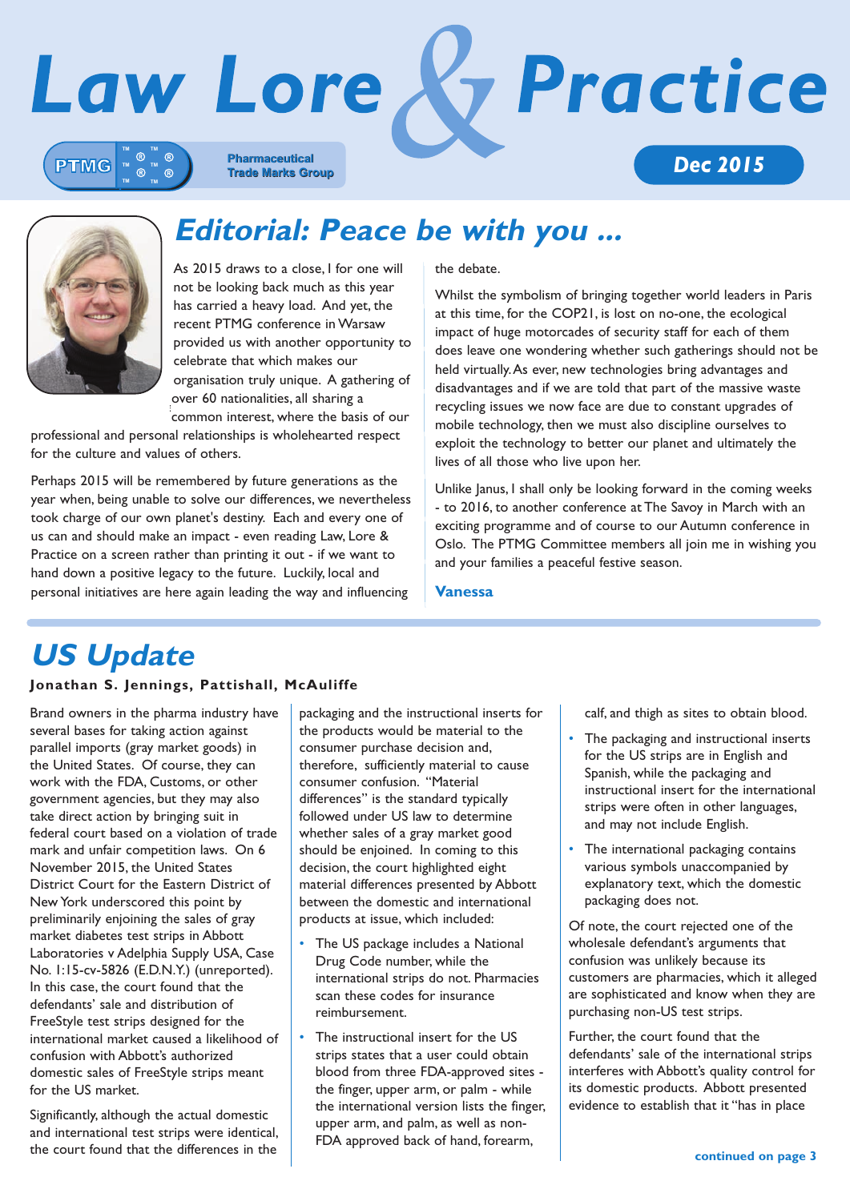# Law Lore & Practice

PTMG Pharmaceutical Trade Marks Group

Dec 2015

## Editorial: Peace be with you ...

As 2015 draws to a close, I for one will not be looking back much as this year has carried a heavy load. And yet, the recent PTMG conference in Warsaw provided us with another opportunity to celebrate that which makes our organisation truly unique. A gathering of over 60 nationalities, all sharing a common interest, where the basis of our professional and personal relationships is wholehearted respect for the culture and values of others.

Perhaps 2015 will be remembered by future generations as the year when, being unable to solve our differences, we nevertheless took charge of our own planet's destiny. Each and every one of us can and should make an impact - even reading Law, Lore & Practice on a screen rather than printing it out - if we want to hand down a positive legacy to the future. Luckily, local and personal initiatives are here again leading the way and influencing the debate.

Whilst the symbolism of bringing together world leaders in Paris at this time, for the COP21, is lost on no-one, the ecological impact of huge motorcades of security staff for each of them does leave one wondering whether such gatherings should not be held virtually. As ever, new technologies bring advantages and disadvantages and if we are told that part of the massive waste recycling issues we now face are due to constant upgrades of mobile technology, then we must also discipline ourselves to exploit the technology to better our planet and ultimately the lives of all those who live upon her.

Unlike Janus, I shall only be looking forward in the coming weeks - to 2016, to another conference at The Savoy in March with an exciting programme and of course to our Autumn conference in Oslo. The PTMG Committee members all join me in wishing you and your families a peaceful festive season.

**Vanessa**

## US Update

**Jonathan S. Jennings, Pattishall, McAuliffe**

Brand owners in the pharma industry have several bases for taking action against parallel imports (gray market goods) in the United States. Of course, they can work with the FDA, Customs, or other government agencies, but they may also take direct action by bringing suit in federal court based on a violation of trade mark and unfair competition laws. On 6 November 2015, the United States District Court for the Eastern District of New York underscored this point by preliminarily enjoining the sales of gray market diabetes test strips in Abbott Laboratories v Adelphia Supply USA, Case No. 1:15-cv-5826 (E.D.N.Y.) (unreported). In this case, the court found that the defendants' sale and distribution of FreeStyle test strips designed for the international market caused a likelihood of confusion with Abbott's authorized domestic sales of FreeStyle strips meant for the US market.

Significantly, although the actual domestic and international test strips were identical, the court found that the differences in the packaging and the instructional inserts for the products would be material to the consumer purchase decision and, therefore, sufficiently material to cause consumer confusion. "Material differences" is the standard typically followed under US law to determine whether sales of a gray market good should be enjoined. In coming to this decision, the court highlighted eight material differences presented by Abbott between the domestic and international products at issue, which included:

- The US package includes a National Drug Code number, while the international strips do not. Pharmacies scan these codes for insurance reimbursement.
- The instructional insert for the US strips states that a user could obtain blood from three FDA-approved sites - the finger, upper arm, or palm - while the international version lists the finger, upper arm, and palm, as well as non-FDA approved back of hand, forearm, calf, and thigh as sites to obtain blood.
- The packaging and instructional inserts for the US strips are in English and Spanish, while the packaging and instructional insert for the international strips were often in other languages, and may not include English.
- The international packaging contains various symbols unaccompanied by explanatory text, which the domestic packaging does not.

Of note, the court rejected one of the wholesale defendant's arguments that confusion was unlikely because its customers are pharmacies, which it alleged are sophisticated and know when they are purchasing non-US test strips.

Further, the court found that the defendants' sale of the international strips interferes with Abbott's quality control for its domestic products. Abbott presented evidence to establish that it "has in place

**continued on page 3**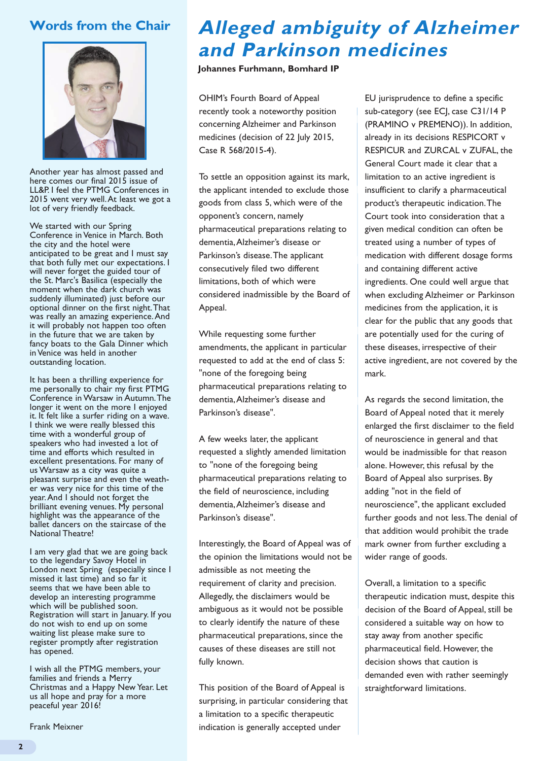## Words from the Chair

Another year has almost passed and here comes our final 2015 issue of LL&P. I feel the PTMG Conferences in 2015 went very well. At least we got a lot of very friendly feedback.

We started with our Spring Conference in Venice in March. Both the city and the hotel were anticipated to be great and I must say that both fully met our expectations. I will never forget the guided tour of the St. Marc's Basilica (especially the moment when the dark church was suddenly illuminated) just before our optional dinner on the first night. That was really an amazing experience. And it will probably not happen too often in the future that we are taken by fancy boats to the Gala Dinner which in Venice was held in another outstanding location.

It has been a thrilling experience for me personally to chair my first PTMG Conference in Warsaw in Autumn. The longer it went on the more I enjoyed it. It felt like a surfer riding on a wave. I think we were really blessed this time with a wonderful group of speakers who had invested a lot of time and efforts which resulted in excellent presentations. For many of us Warsaw as a city was quite a pleasant surprise and even the weather was very nice for this time of the year. And I should not forget the brilliant evening venues. My personal highlight was the appearance of the ballet dancers on the staircase of the National Theatre!

I am very glad that we are going back to the legendary Savoy Hotel in London next Spring (especially since I missed it last time) and so far it seems that we have been able to develop an interesting programme which will be published soon. Registration will start in January. If you do not wish to end up on some waiting list please make sure to register promptly after registration has opened.

I wish all the PTMG members, your families and friends a Merry Christmas and a Happy New Year. Let us all hope and pray for a more peaceful year 2016!

Frank Meixner

# *Alleged ambiguity of Alzheimer and Parkinson medicines*

**Johannes Furhmann, Bomhard IP**

OHIM's Fourth Board of Appeal recently took a noteworthy position concerning Alzheimer and Parkinson medicines (decision of 22 July 2015, Case R 568/2015-4).

To settle an opposition against its mark, the applicant intended to exclude those goods from class 5, which were of the opponent's concern, namely pharmaceutical preparations relating to dementia, Alzheimer's disease or Parkinson's disease. The applicant consecutively filed two different limitations, both of which were considered inadmissible by the Board of Appeal.

While requesting some further amendments, the applicant in particular requested to add at the end of class 5: "none of the foregoing being pharmaceutical preparations relating to dementia, Alzheimer's disease and Parkinson's disease".

A few weeks later, the applicant requested a slightly amended limitation to "none of the foregoing being pharmaceutical preparations relating to the field of neuroscience, including dementia, Alzheimer's disease and Parkinson's disease".

Interestingly, the Board of Appeal was of the opinion the limitations would not be admissible as not meeting the requirement of clarity and precision. Allegedly, the disclaimers would be ambiguous as it would not be possible to clearly identify the nature of these pharmaceutical preparations, since the causes of these diseases are still not fully known.

This position of the Board of Appeal is surprising, in particular considering that a limitation to a specific therapeutic indication is generally accepted under EU jurisprudence to define a specific sub-category (see ECJ, case C31/14 P (PRAMINO v PREMENO)). In addition, already in its decisions RESPICORT v RESPICUR and ZURCAL v ZUFAL, the General Court made it clear that a limitation to an active ingredient is insufficient to clarify a pharmaceutical product's therapeutic indication. The Court took into consideration that a given medical condition can often be treated using a number of types of medication with different dosage forms and containing different active ingredients. One could well argue that when excluding Alzheimer or Parkinson medicines from the application, it is clear for the public that any goods that are potentially used for the curing of these diseases, irrespective of their active ingredient, are not covered by the mark.

As regards the second limitation, the Board of Appeal noted that it merely enlarged the first disclaimer to the field of neuroscience in general and that would be inadmissible for that reason alone. However, this refusal by the Board of Appeal also surprises. By adding "not in the field of neuroscience", the applicant excluded further goods and not less. The denial of that addition would prohibit the trade mark owner from further excluding a wider range of goods.

Overall, a limitation to a specific therapeutic indication must, despite this decision of the Board of Appeal, still be considered a suitable way on how to stay away from another specific pharmaceutical field. However, the decision shows that caution is demanded even with rather seemingly straightforward limitations.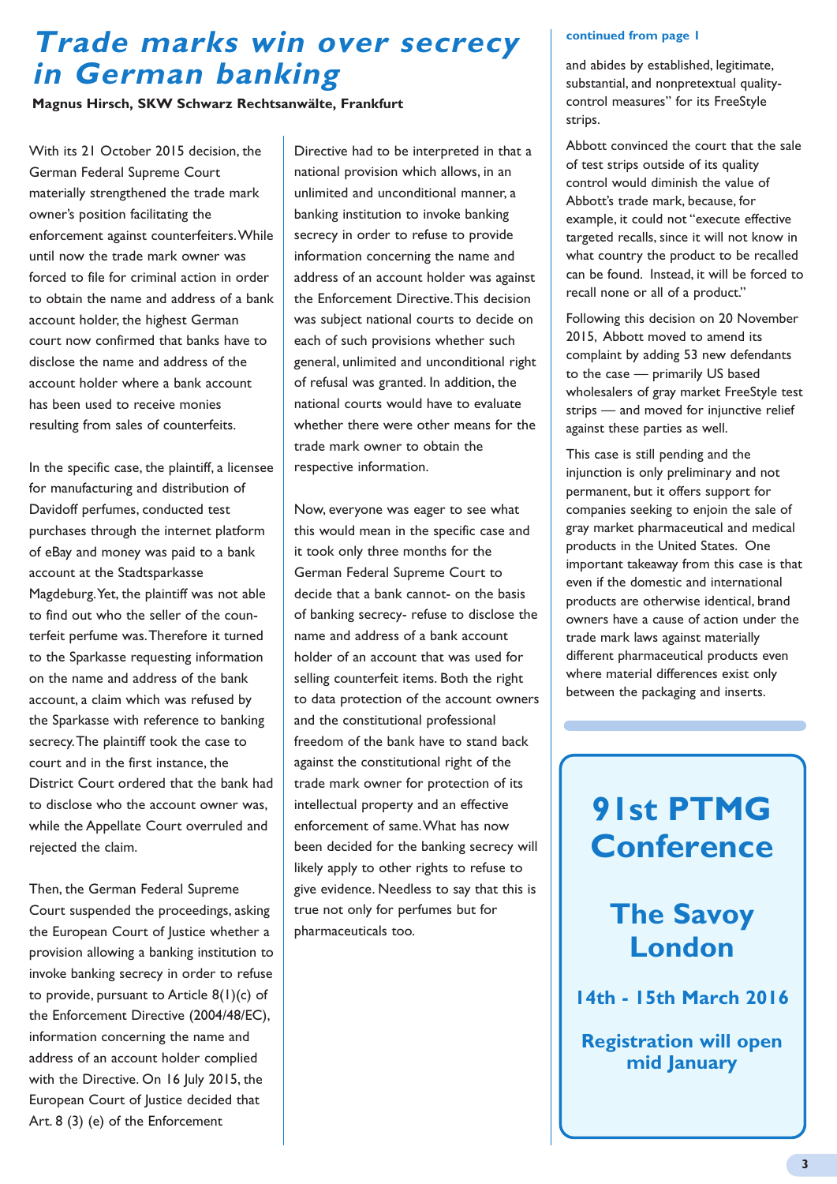# Trade marks win over secrecy in German banking

**Magnus Hirsch, SKW Schwarz Rechtsanwälte, Frankfurt**

With its 21 October 2015 decision, the German Federal Supreme Court materially strengthened the trade mark owner's position facilitating the enforcement against counterfeiters. While until now the trade mark owner was forced to file for criminal action in order to obtain the name and address of a bank account holder, the highest German court now confirmed that banks have to disclose the name and address of the account holder where a bank account has been used to receive monies resulting from sales of counterfeits.

In the specific case, the plaintiff, a licensee for manufacturing and distribution of Davidoff perfumes, conducted test purchases through the internet platform of eBay and money was paid to a bank account at the Stadtsparkasse Magdeburg. Yet, the plaintiff was not able to find out who the seller of the counterfeit perfume was. Therefore it turned to the Sparkasse requesting information on the name and address of the bank account, a claim which was refused by the Sparkasse with reference to banking secrecy. The plaintiff took the case to court and in the first instance, the District Court ordered that the bank had to disclose who the account owner was, while the Appellate Court overruled and rejected the claim.

Then, the German Federal Supreme Court suspended the proceedings, asking the European Court of Justice whether a provision allowing a banking institution to invoke banking secrecy in order to refuse to provide, pursuant to Article 8(1)(c) of the Enforcement Directive (2004/48/EC), information concerning the name and address of an account holder complied with the Directive. On 16 July 2015, the European Court of Justice decided that Art. 8 (3) (e) of the Enforcement Directive had to be interpreted in that a national provision which allows, in an unlimited and unconditional manner, a banking institution to invoke banking secrecy in order to refuse to provide information concerning the name and address of an account holder was against the Enforcement Directive. This decision was subject national courts to decide on each of such provisions whether such general, unlimited and unconditional right of refusal was granted. In addition, the national courts would have to evaluate whether there were other means for the trade mark owner to obtain the respective information.

Now, everyone was eager to see what this would mean in the specific case and it took only three months for the German Federal Supreme Court to decide that a bank cannot- on the basis of banking secrecy- refuse to disclose the name and address of a bank account holder of an account that was used for selling counterfeit items. Both the right to data protection of the account owners and the constitutional professional freedom of the bank have to stand back against the constitutional right of the trade mark owner for protection of its intellectual property and an effective enforcement of same. What has now been decided for the banking secrecy will likely apply to other rights to refuse to give evidence. Needless to say that this is true not only for perfumes but for pharmaceuticals too.

**continued from page 1**

and abides by established, legitimate, substantial, and nonpretextual quality-control measures" for its FreeStyle strips.

Abbott convinced the court that the sale of test strips outside of its quality control would diminish the value of Abbott's trade mark, because, for example, it could not "execute effective targeted recalls, since it will not know in what country the product to be recalled can be found. Instead, it will be forced to recall none or all of a product."

Following this decision on 20 November 2015, Abbott moved to amend its complaint by adding 53 new defendants to the case — primarily US based wholesalers of gray market FreeStyle test strips — and moved for injunctive relief against these parties as well.

This case is still pending and the injunction is only preliminary and not permanent, but it offers support for companies seeking to enjoin the sale of gray market pharmaceutical and medical products in the United States. One important takeaway from this case is that even if the domestic and international products are otherwise identical, brand owners have a cause of action under the trade mark laws against materially different pharmaceutical products even where material differences exist only between the packaging and inserts.

## 91st PTMG Conference

## The Savoy London

**14th - 15th March 2016**

**Registration will open mid January**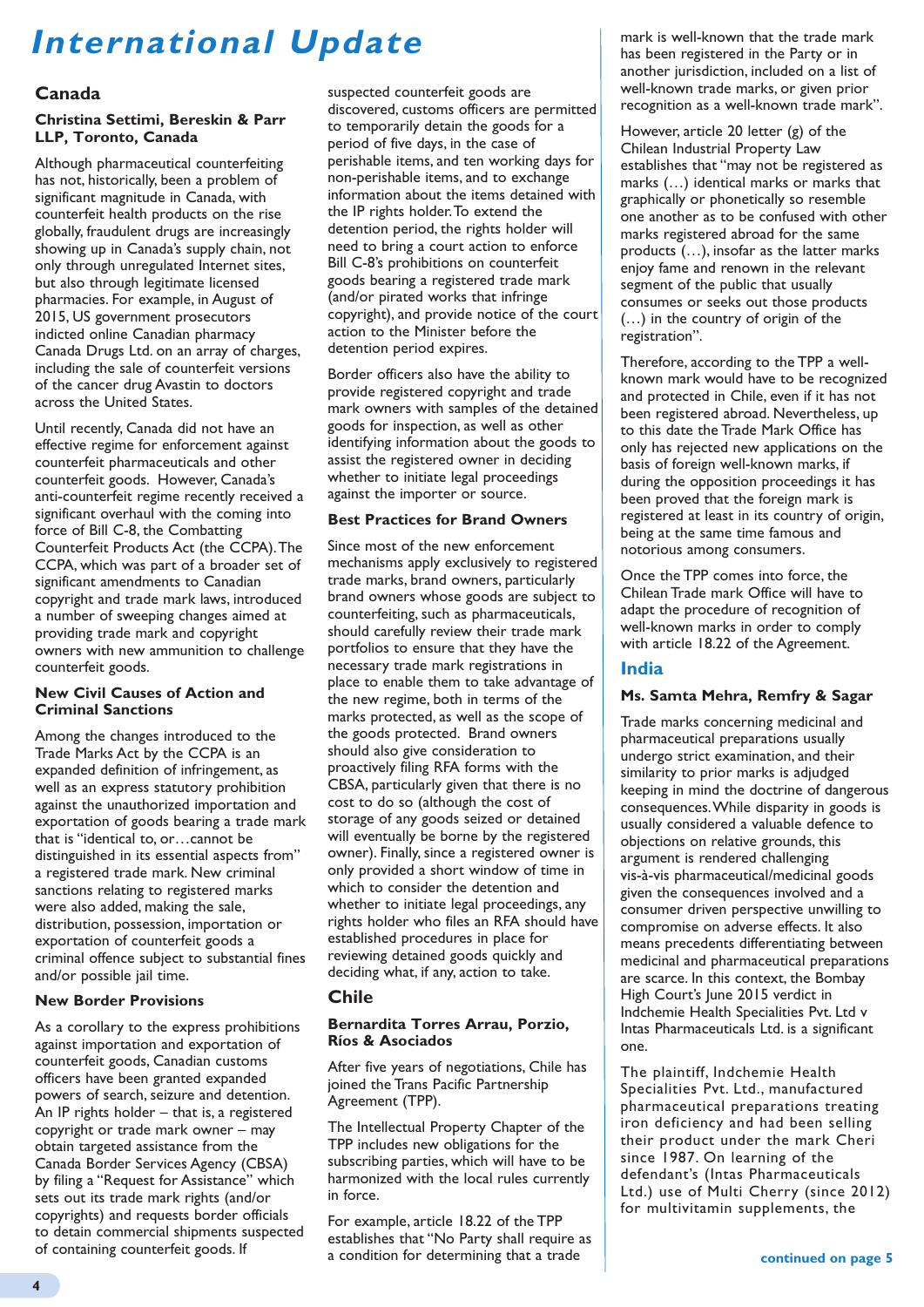# International Update

## Canada

### Christina Settimi, Bereskin & Parr LLP, Toronto, Canada

Although pharmaceutical counterfeiting has not, historically, been a problem of significant magnitude in Canada, with counterfeit health products on the rise globally, fraudulent drugs are increasingly showing up in Canada's supply chain, not only through unregulated Internet sites, but also through legitimate licensed pharmacies. For example, in August of 2015, US government prosecutors indicted online Canadian pharmacy Canada Drugs Ltd. on an array of charges, including the sale of counterfeit versions of the cancer drug Avastin to doctors across the United States.

Until recently, Canada did not have an effective regime for enforcement against counterfeit pharmaceuticals and other counterfeit goods. However, Canada's anti-counterfeit regime recently received a significant overhaul with the coming into force of Bill C-8, the Combatting Counterfeit Products Act (the CCPA). The CCPA, which was part of a broader set of significant amendments to Canadian copyright and trade mark laws, introduced a number of sweeping changes aimed at providing trade mark and copyright owners with new ammunition to challenge counterfeit goods.

### New Civil Causes of Action and Criminal Sanctions

Among the changes introduced to the Trade Marks Act by the CCPA is an expanded definition of infringement, as well as an express statutory prohibition against the unauthorized importation and exportation of goods bearing a trade mark that is "identical to, or…cannot be distinguished in its essential aspects from" a registered trade mark. New criminal sanctions relating to registered marks were also added, making the sale, distribution, possession, importation or exportation of counterfeit goods a criminal offence subject to substantial fines and/or possible jail time.

### New Border Provisions

As a corollary to the express prohibitions against importation and exportation of counterfeit goods, Canadian customs officers have been granted expanded powers of search, seizure and detention. An IP rights holder – that is, a registered copyright or trade mark owner – may obtain targeted assistance from the Canada Border Services Agency (CBSA) by filing a "Request for Assistance" which sets out its trade mark rights (and/or copyrights) and requests border officials to detain commercial shipments suspected of containing counterfeit goods. If suspected counterfeit goods are discovered, customs officers are permitted to temporarily detain the goods for a period of five days, in the case of perishable items, and ten working days for non-perishable items, and to exchange information about the items detained with the IP rights holder. To extend the detention period, the rights holder will need to bring a court action to enforce Bill C-8's prohibitions on counterfeit goods bearing a registered trade mark (and/or pirated works that infringe copyright), and provide notice of the court action to the Minister before the detention period expires.

Border officers also have the ability to provide registered copyright and trade mark owners with samples of the detained goods for inspection, as well as other identifying information about the goods to assist the registered owner in deciding whether to initiate legal proceedings against the importer or source.

### Best Practices for Brand Owners

Since most of the new enforcement mechanisms apply exclusively to registered trade marks, brand owners, particularly brand owners whose goods are subject to counterfeiting, such as pharmaceuticals, should carefully review their trade mark portfolios to ensure that they have the necessary trade mark registrations in place to enable them to take advantage of the new regime, both in terms of the marks protected, as well as the scope of the goods protected. Brand owners should also give consideration to proactively filing RFA forms with the CBSA, particularly given that there is no cost to do so (although the cost of storage of any goods seized or detained will eventually be borne by the registered owner). Finally, since a registered owner is only provided a short window of time in which to consider the detention and whether to initiate legal proceedings, any rights holder who files an RFA should have established procedures in place for reviewing detained goods quickly and deciding what, if any, action to take.

## Chile

### Bernardita Torres Arrau, Porzio, Ríos & Asociados

After five years of negotiations, Chile has joined the Trans Pacific Partnership Agreement (TPP).

The Intellectual Property Chapter of the TPP includes new obligations for the subscribing parties, which will have to be harmonized with the local rules currently in force.

For example, article 18.22 of the TPP establishes that "No Party shall require as a condition for determining that a trade mark is well-known that the trade mark has been registered in the Party or in another jurisdiction, included on a list of well-known trade marks, or given prior recognition as a well-known trade mark".

However, article 20 letter (g) of the Chilean Industrial Property Law establishes that "may not be registered as marks (…) identical marks or marks that graphically or phonetically so resemble one another as to be confused with other marks registered abroad for the same products (…), insofar as the latter marks enjoy fame and renown in the relevant segment of the public that usually consumes or seeks out those products (…) in the country of origin of the registration".

Therefore, according to the TPP a well-known mark would have to be recognized and protected in Chile, even if it has not been registered abroad. Nevertheless, up to this date the Trade Mark Office has only has rejected new applications on the basis of foreign well-known marks, if during the opposition proceedings it has been proved that the foreign mark is registered at least in its country of origin, being at the same time famous and notorious among consumers.

Once the TPP comes into force, the Chilean Trade mark Office will have to adapt the procedure of recognition of well-known marks in order to comply with article 18.22 of the Agreement.

## India

### Ms. Samta Mehra, Remfry & Sagar

Trade marks concerning medicinal and pharmaceutical preparations usually undergo strict examination, and their similarity to prior marks is adjudged keeping in mind the doctrine of dangerous consequences. While disparity in goods is usually considered a valuable defence to objections on relative grounds, this argument is rendered challenging vis-à-vis pharmaceutical/medicinal goods given the consequences involved and a consumer driven perspective unwilling to compromise on adverse effects. It also means precedents differentiating between medicinal and pharmaceutical preparations are scarce. In this context, the Bombay High Court's June 2015 verdict in Indchemie Health Specialities Pvt. Ltd v Intas Pharmaceuticals Ltd. is a significant one.

The plaintiff, Indchemie Health Specialities Pvt. Ltd., manufactured pharmaceutical preparations treating iron deficiency and had been selling their product under the mark Cheri since 1987. On learning of the defendant's (Intas Pharmaceuticals Ltd.) use of Multi Cherry (since 2012) for multivitamin supplements, the

**continued on page 5**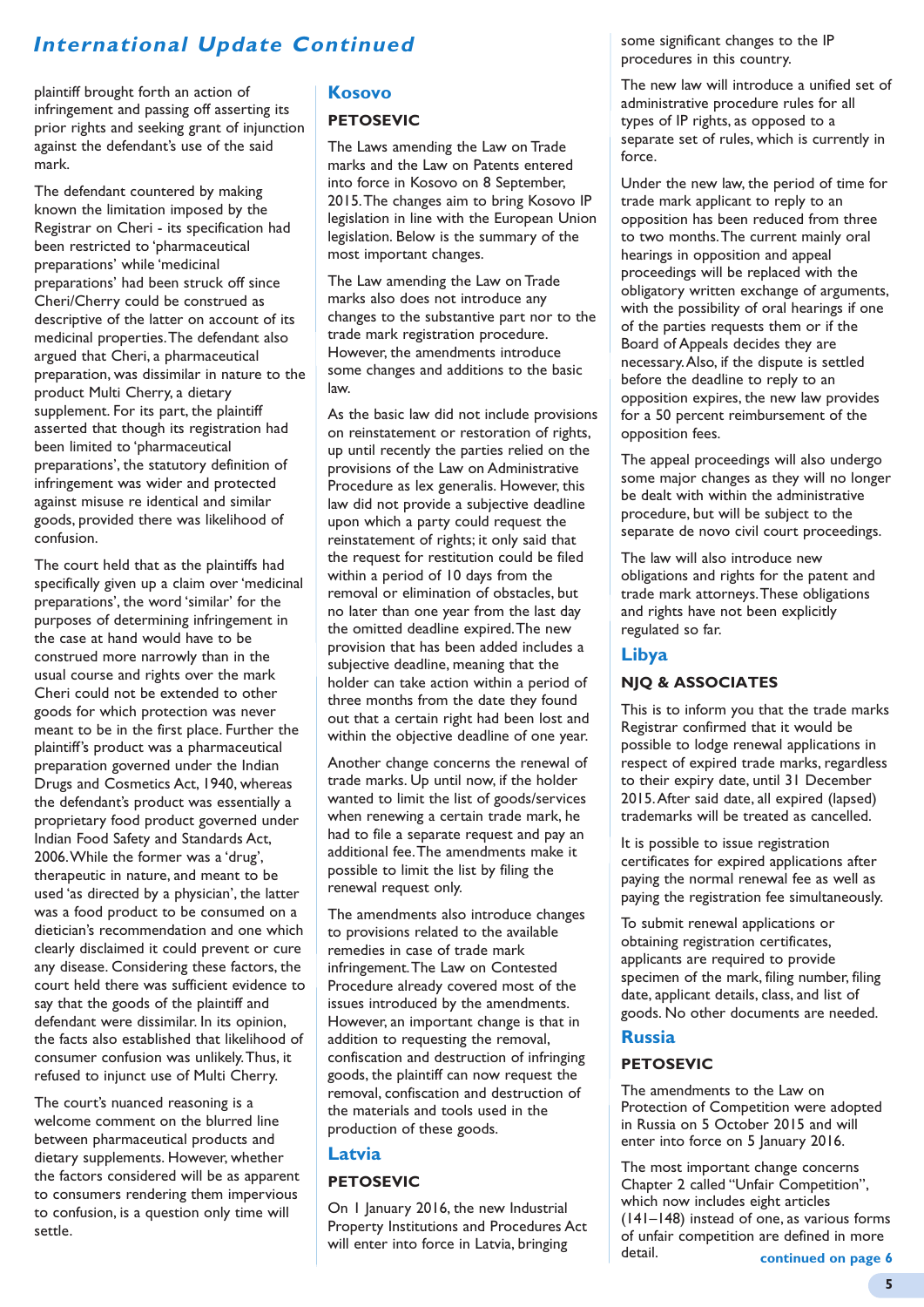## International Update Continued

plaintiff brought forth an action of infringement and passing off asserting its prior rights and seeking grant of injunction against the defendant's use of the said mark.

The defendant countered by making known the limitation imposed by the Registrar on Cheri - its specification had been restricted to 'pharmaceutical preparations' while 'medicinal preparations' had been struck off since Cheri/Cherry could be construed as descriptive of the latter on account of its medicinal properties. The defendant also argued that Cheri, a pharmaceutical preparation, was dissimilar in nature to the product Multi Cherry, a dietary supplement. For its part, the plaintiff asserted that though its registration had been limited to 'pharmaceutical preparations', the statutory definition of infringement was wider and protected against misuse re identical and similar goods, provided there was likelihood of confusion.

The court held that as the plaintiffs had specifically given up a claim over 'medicinal preparations', the word 'similar' for the purposes of determining infringement in the case at hand would have to be construed more narrowly than in the usual course and rights over the mark Cheri could not be extended to other goods for which protection was never meant to be in the first place. Further the plaintiff's product was a pharmaceutical preparation governed under the Indian Drugs and Cosmetics Act, 1940, whereas the defendant's product was essentially a proprietary food product governed under Indian Food Safety and Standards Act, 2006. While the former was a 'drug', therapeutic in nature, and meant to be used 'as directed by a physician', the latter was a food product to be consumed on a dietician's recommendation and one which clearly disclaimed it could prevent or cure any disease. Considering these factors, the court held there was sufficient evidence to say that the goods of the plaintiff and defendant were dissimilar. In its opinion, the facts also established that likelihood of consumer confusion was unlikely. Thus, it refused to injunct use of Multi Cherry.

The court's nuanced reasoning is a welcome comment on the blurred line between pharmaceutical products and dietary supplements. However, whether the factors considered will be as apparent to consumers rendering them impervious to confusion, is a question only time will settle.

### Kosovo

#### PETOSEVIC

The Laws amending the Law on Trade marks and the Law on Patents entered into force in Kosovo on 8 September, 2015. The changes aim to bring Kosovo IP legislation in line with the European Union legislation. Below is the summary of the most important changes.

The Law amending the Law on Trade marks also does not introduce any changes to the substantive part nor to the trade mark registration procedure. However, the amendments introduce some changes and additions to the basic law.

As the basic law did not include provisions on reinstatement or restoration of rights, up until recently the parties relied on the provisions of the Law on Administrative Procedure as lex generalis. However, this law did not provide a subjective deadline upon which a party could request the reinstatement of rights; it only said that the request for restitution could be filed within a period of 10 days from the removal or elimination of obstacles, but no later than one year from the last day the omitted deadline expired. The new provision that has been added includes a subjective deadline, meaning that the holder can take action within a period of three months from the date they found out that a certain right had been lost and within the objective deadline of one year.

Another change concerns the renewal of trade marks. Up until now, if the holder wanted to limit the list of goods/services when renewing a certain trade mark, he had to file a separate request and pay an additional fee. The amendments make it possible to limit the list by filing the renewal request only.

The amendments also introduce changes to provisions related to the available remedies in case of trade mark infringement. The Law on Contested Procedure already covered most of the issues introduced by the amendments. However, an important change is that in addition to requesting the removal, confiscation and destruction of infringing goods, the plaintiff can now request the removal, confiscation and destruction of the materials and tools used in the production of these goods.

### Latvia

#### PETOSEVIC

On 1 January 2016, the new Industrial Property Institutions and Procedures Act will enter into force in Latvia, bringing some significant changes to the IP procedures in this country.

The new law will introduce a unified set of administrative procedure rules for all types of IP rights, as opposed to a separate set of rules, which is currently in force.

Under the new law, the period of time for trade mark applicant to reply to an opposition has been reduced from three to two months. The current mainly oral hearings in opposition and appeal proceedings will be replaced with the obligatory written exchange of arguments, with the possibility of oral hearings if one of the parties requests them or if the Board of Appeals decides they are necessary. Also, if the dispute is settled before the deadline to reply to an opposition expires, the new law provides for a 50 percent reimbursement of the opposition fees.

The appeal proceedings will also undergo some major changes as they will no longer be dealt with within the administrative procedure, but will be subject to the separate de novo civil court proceedings.

The law will also introduce new obligations and rights for the patent and trade mark attorneys. These obligations and rights have not been explicitly regulated so far.

### Libya

#### NJQ & ASSOCIATES

This is to inform you that the trade marks Registrar confirmed that it would be possible to lodge renewal applications in respect of expired trade marks, regardless to their expiry date, until 31 December 2015. After said date, all expired (lapsed) trademarks will be treated as cancelled.

It is possible to issue registration certificates for expired applications after paying the normal renewal fee as well as paying the registration fee simultaneously.

To submit renewal applications or obtaining registration certificates, applicants are required to provide specimen of the mark, filing number, filing date, applicant details, class, and list of goods. No other documents are needed.

### Russia

#### PETOSEVIC

The amendments to the Law on Protection of Competition were adopted in Russia on 5 October 2015 and will enter into force on 5 January 2016.

The most important change concerns Chapter 2 called "Unfair Competition", which now includes eight articles (141–148) instead of one, as various forms of unfair competition are defined in more detail.

**continued on page 6**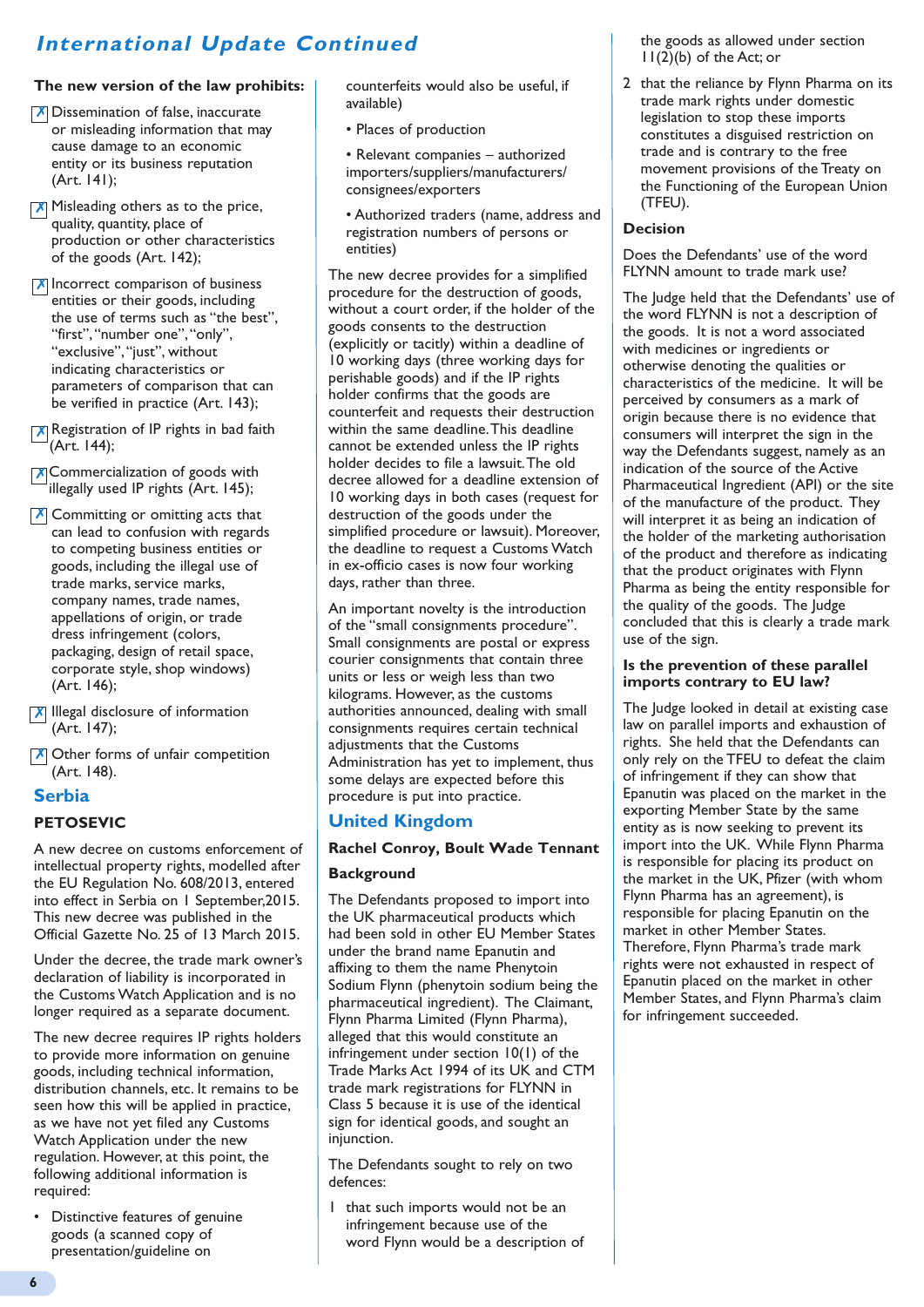## International Update Continued

**The new version of the law prohibits:**

- ✗ Dissemination of false, inaccurate or misleading information that may cause damage to an economic entity or its business reputation (Art. 141);
- ✗ Misleading others as to the price, quality, quantity, place of production or other characteristics of the goods (Art. 142);
- ✗ Incorrect comparison of business entities or their goods, including the use of terms such as "the best", "first", "number one", "only", "exclusive", "just", without indicating characteristics or parameters of comparison that can be verified in practice (Art. 143);
- ✗ Registration of IP rights in bad faith (Art. 144);
- ✗ Commercialization of goods with illegally used IP rights (Art. 145);
- ✗ Committing or omitting acts that can lead to confusion with regards to competing business entities or goods, including the illegal use of trade marks, service marks, company names, trade names, appellations of origin, or trade dress infringement (colors, packaging, design of retail space, corporate style, shop windows) (Art. 146);
- ✗ Illegal disclosure of information (Art. 147);
- ✗ Other forms of unfair competition (Art. 148).

## Serbia

**PETOSEVIC**

A new decree on customs enforcement of intellectual property rights, modelled after the EU Regulation No. 608/2013, entered into effect in Serbia on 1 September,2015. This new decree was published in the Official Gazette No. 25 of 13 March 2015.

Under the decree, the trade mark owner's declaration of liability is incorporated in the Customs Watch Application and is no longer required as a separate document.

The new decree requires IP rights holders to provide more information on genuine goods, including technical information, distribution channels, etc. It remains to be seen how this will be applied in practice, as we have not yet filed any Customs Watch Application under the new regulation. However, at this point, the following additional information is required:

- Distinctive features of genuine goods (a scanned copy of presentation/guideline on counterfeits would also be useful, if available)
- Places of production
- Relevant companies – authorized importers/suppliers/manufacturers/consignees/exporters
- Authorized traders (name, address and registration numbers of persons or entities)

The new decree provides for a simplified procedure for the destruction of goods, without a court order, if the holder of the goods consents to the destruction (explicitly or tacitly) within a deadline of 10 working days (three working days for perishable goods) and if the IP rights holder confirms that the goods are counterfeit and requests their destruction within the same deadline. This deadline cannot be extended unless the IP rights holder decides to file a lawsuit. The old decree allowed for a deadline extension of 10 working days in both cases (request for destruction of the goods under the simplified procedure or lawsuit). Moreover, the deadline to request a Customs Watch in ex-officio cases is now four working days, rather than three.

An important novelty is the introduction of the "small consignments procedure". Small consignments are postal or express courier consignments that contain three units or less or weigh less than two kilograms. However, as the customs authorities announced, dealing with small consignments requires certain technical adjustments that the Customs Administration has yet to implement, thus some delays are expected before this procedure is put into practice.

## United Kingdom

**Rachel Conroy, Boult Wade Tennant**

**Background**

The Defendants proposed to import into the UK pharmaceutical products which had been sold in other EU Member States under the brand name Epanutin and affixing to them the name Phenytoin Sodium Flynn (phenytoin sodium being the pharmaceutical ingredient). The Claimant, Flynn Pharma Limited (Flynn Pharma), alleged that this would constitute an infringement under section 10(1) of the Trade Marks Act 1994 of its UK and CTM trade mark registrations for FLYNN in Class 5 because it is use of the identical sign for identical goods, and sought an injunction.

The Defendants sought to rely on two defences:

1. that such imports would not be an infringement because use of the word Flynn would be a description of the goods as allowed under section 11(2)(b) of the Act; or
2. that the reliance by Flynn Pharma on its trade mark rights under domestic legislation to stop these imports constitutes a disguised restriction on trade and is contrary to the free movement provisions of the Treaty on the Functioning of the European Union (TFEU).

**Decision**

Does the Defendants' use of the word FLYNN amount to trade mark use?

The Judge held that the Defendants' use of the word FLYNN is not a description of the goods. It is not a word associated with medicines or ingredients or otherwise denoting the qualities or characteristics of the medicine. It will be perceived by consumers as a mark of origin because there is no evidence that consumers will interpret the sign in the way the Defendants suggest, namely as an indication of the source of the Active Pharmaceutical Ingredient (API) or the site of the manufacture of the product. They will interpret it as being an indication of the holder of the marketing authorisation of the product and therefore as indicating that the product originates with Flynn Pharma as being the entity responsible for the quality of the goods. The Judge concluded that this is clearly a trade mark use of the sign.

**Is the prevention of these parallel imports contrary to EU law?**

The Judge looked in detail at existing case law on parallel imports and exhaustion of rights. She held that the Defendants can only rely on the TFEU to defeat the claim of infringement if they can show that Epanutin was placed on the market in the exporting Member State by the same entity as is now seeking to prevent its import into the UK. While Flynn Pharma is responsible for placing its product on the market in the UK, Pfizer (with whom Flynn Pharma has an agreement), is responsible for placing Epanutin on the market in other Member States. Therefore, Flynn Pharma's trade mark rights were not exhausted in respect of Epanutin placed on the market in other Member States, and Flynn Pharma's claim for infringement succeeded.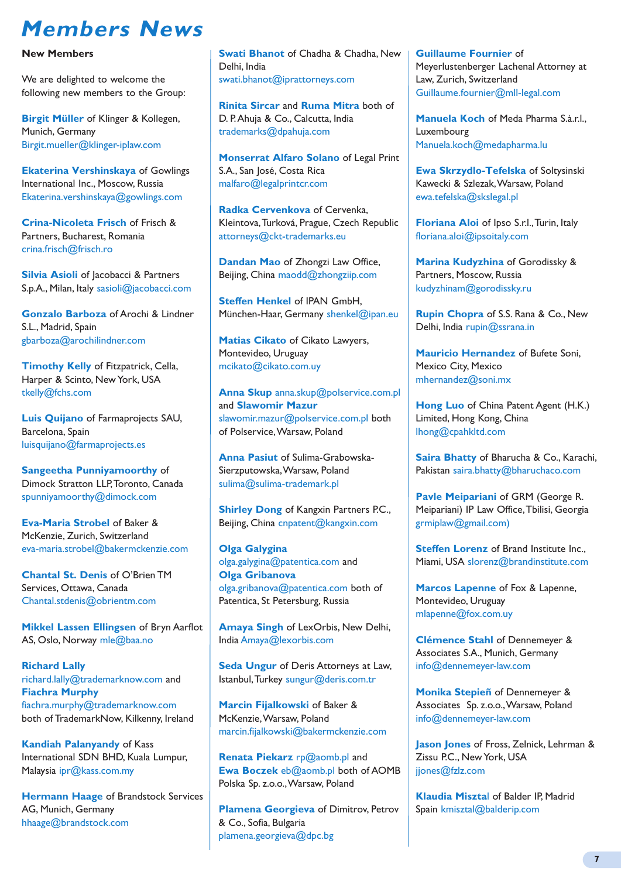# Members News

### New Members

We are delighted to welcome the following new members to the Group:

**Birgit Müller** of Klinger & Kollegen, Munich, Germany Birgit.mueller@klinger-iplaw.com

**Ekaterina Vershinskaya** of Gowlings International Inc., Moscow, Russia Ekaterina.vershinskaya@gowlings.com

**Crina-Nicoleta Frisch** of Frisch & Partners, Bucharest, Romania crina.frisch@frisch.ro

**Silvia Asioli** of Jacobacci & Partners S.p.A., Milan, Italy sasioli@jacobacci.com

**Gonzalo Barboza** of Arochi & Lindner S.L., Madrid, Spain gbarboza@arochilindner.com

**Timothy Kelly** of Fitzpatrick, Cella, Harper & Scinto, New York, USA tkelly@fchs.com

**Luis Quijano** of Farmaprojects SAU, Barcelona, Spain luisquijano@farmaprojects.es

**Sangeetha Punniyamoorthy** of Dimock Stratton LLP, Toronto, Canada spunniyamoorthy@dimock.com

**Eva-Maria Strobel** of Baker & McKenzie, Zurich, Switzerland eva-maria.strobel@bakermckenzie.com

**Chantal St. Denis** of O'Brien TM Services, Ottawa, Canada Chantal.stdenis@obrientm.com

**Mikkel Lassen Ellingsen** of Bryn Aarflot AS, Oslo, Norway mle@baa.no

**Richard Lally** richard.lally@trademarknow.com and **Fiachra Murphy** fiachra.murphy@trademarknow.com both of TrademarkNow, Kilkenny, Ireland

**Kandiah Palanyandy** of Kass International SDN BHD, Kuala Lumpur, Malaysia ipr@kass.com.my

**Hermann Haage** of Brandstock Services AG, Munich, Germany hhaage@brandstock.com

**Swati Bhanot** of Chadha & Chadha, New Delhi, India swati.bhanot@iprattorneys.com

**Rinita Sircar** and **Ruma Mitra** both of D. P. Ahuja & Co., Calcutta, India trademarks@dpahuja.com

**Monserrat Alfaro Solano** of Legal Print S.A., San José, Costa Rica malfaro@legalprintcr.com

**Radka Cervenkova** of Cervenka, Kleintova, Turková, Prague, Czech Republic attorneys@ckt-trademarks.eu

**Dandan Mao** of Zhongzi Law Office, Beijing, China maodd@zhongziip.com

**Steffen Henkel** of IPAN GmbH, München-Haar, Germany shenkel@ipan.eu

**Matias Cikato** of Cikato Lawyers, Montevideo, Uruguay mcikato@cikato.com.uy

**Anna Skup** anna.skup@polservice.com.pl and **Slawomir Mazur** slawomir.mazur@polservice.com.pl both of Polservice, Warsaw, Poland

**Anna Pasiut** of Sulima-Grabowska-Sierzputowska, Warsaw, Poland sulima@sulima-trademark.pl

**Shirley Dong** of Kangxin Partners P.C., Beijing, China cnpatent@kangxin.com

**Olga Galygina** olga.galygina@patentica.com and **Olga Gribanova** olga.gribanova@patentica.com both of Patentica, St Petersburg, Russia

**Amaya Singh** of LexOrbis, New Delhi, India Amaya@lexorbis.com

**Seda Ungur** of Deris Attorneys at Law, Istanbul, Turkey sungur@deris.com.tr

**Marcin Fijalkowski** of Baker & McKenzie, Warsaw, Poland marcin.fijalkowski@bakermckenzie.com

**Renata Piekarz** rp@aomb.pl and **Ewa Boczek** eb@aomb.pl both of AOMB Polska Sp. z.o.o., Warsaw, Poland

**Plamena Georgieva** of Dimitrov, Petrov & Co., Sofia, Bulgaria plamena.georgieva@dpc.bg

**Guillaume Fournier** of Meyerlustenberger Lachenal Attorney at Law, Zurich, Switzerland Guillaume.fournier@mll-legal.com

**Manuela Koch** of Meda Pharma S.à.r.l., Luxembourg Manuela.koch@medapharma.lu

**Ewa Skrzydlo-Tefelska** of Soltysinski Kawecki & Szlezak, Warsaw, Poland ewa.tefelska@skslegal.pl

**Floriana Aloi** of Ipso S.r.l., Turin, Italy floriana.aloi@ipsoitaly.com

**Marina Kudyzhina** of Gorodissky & Partners, Moscow, Russia kudyzhinam@gorodissky.ru

**Rupin Chopra** of S.S. Rana & Co., New Delhi, India rupin@ssrana.in

**Mauricio Hernandez** of Bufete Soni, Mexico City, Mexico mhernandez@soni.mx

**Hong Luo** of China Patent Agent (H.K.) Limited, Hong Kong, China lhong@cpahkltd.com

**Saira Bhatty** of Bharucha & Co., Karachi, Pakistan saira.bhatty@bharuchaco.com

**Pavle Meipariani** of GRM (George R. Meipariani) IP Law Office, Tbilisi, Georgia grmiplaw@gmail.com)

**Steffen Lorenz** of Brand Institute Inc., Miami, USA slorenz@brandinstitute.com

**Marcos Lapenne** of Fox & Lapenne, Montevideo, Uruguay mlapenne@fox.com.uy

**Clémence Stahl** of Dennemeyer & Associates S.A., Munich, Germany info@dennemeyer-law.com

**Monika Stepień** of Dennemeyer & Associates Sp. z.o.o., Warsaw, Poland info@dennemeyer-law.com

**Jason Jones** of Fross, Zelnick, Lehrman & Zissu P.C., New York, USA jjones@fzlz.com

**Klaudia Misztal** of Balder IP, Madrid Spain kmisztal@balderip.com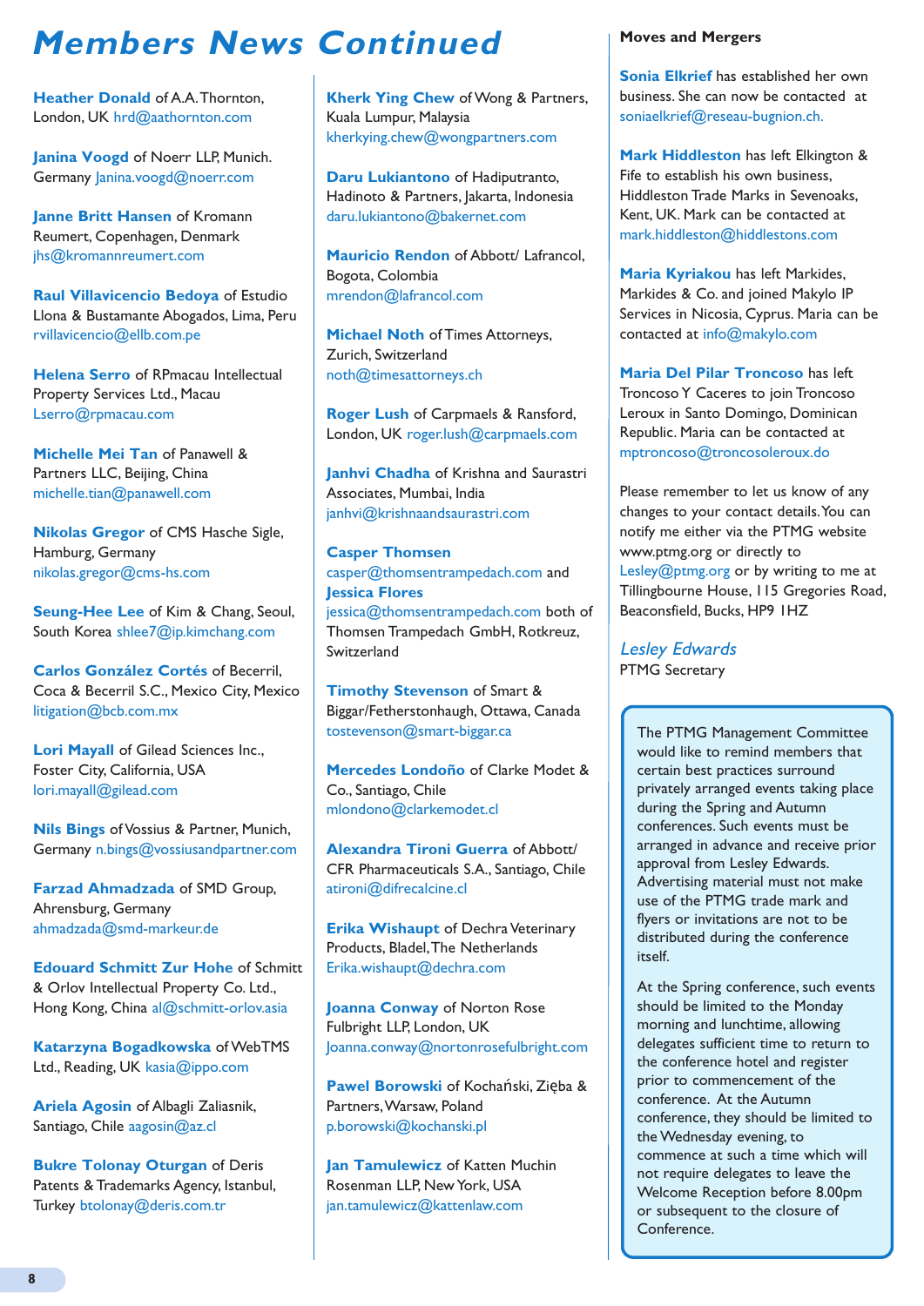# Members News Continued

**Heather Donald** of A.A.Thornton, London, UK hrd@aathornton.com

**Janina Voogd** of Noerr LLP, Munich. Germany Janina.voogd@noerr.com

**Janne Britt Hansen** of Kromann Reumert, Copenhagen, Denmark jhs@kromannreumert.com

**Raul Villavicencio Bedoya** of Estudio Llona & Bustamante Abogados, Lima, Peru rvillavicencio@ellb.com.pe

**Helena Serro** of RPmacau Intellectual Property Services Ltd., Macau Lserro@rpmacau.com

**Michelle Mei Tan** of Panawell & Partners LLC, Beijing, China michelle.tian@panawell.com

**Nikolas Gregor** of CMS Hasche Sigle, Hamburg, Germany nikolas.gregor@cms-hs.com

**Seung-Hee Lee** of Kim & Chang, Seoul, South Korea shlee7@ip.kimchang.com

**Carlos González Cortés** of Becerril, Coca & Becerril S.C., Mexico City, Mexico litigation@bcb.com.mx

**Lori Mayall** of Gilead Sciences Inc., Foster City, California, USA lori.mayall@gilead.com

**Nils Bings** of Vossius & Partner, Munich, Germany n.bings@vossiusandpartner.com

**Farzad Ahmadzada** of SMD Group, Ahrensburg, Germany ahmadzada@smd-markeur.de

**Edouard Schmitt Zur Hohe** of Schmitt & Orlov Intellectual Property Co. Ltd., Hong Kong, China al@schmitt-orlov.asia

**Katarzyna Bogadkowska** of WebTMS Ltd., Reading, UK kasia@ippo.com

**Ariela Agosin** of Albagli Zaliasnik, Santiago, Chile aagosin@az.cl

**Bukre Tolonay Oturgan** of Deris Patents & Trademarks Agency, Istanbul, Turkey btolonay@deris.com.tr

**Kherk Ying Chew** of Wong & Partners, Kuala Lumpur, Malaysia kherkying.chew@wongpartners.com

**Daru Lukiantono** of Hadiputranto, Hadinoto & Partners, Jakarta, Indonesia daru.lukiantono@bakernet.com

**Mauricio Rendon** of Abbott/ Lafrancol, Bogota, Colombia mrendon@lafrancol.com

**Michael Noth** of Times Attorneys, Zurich, Switzerland noth@timesattorneys.ch

**Roger Lush** of Carpmaels & Ransford, London, UK roger.lush@carpmaels.com

**Janhvi Chadha** of Krishna and Saurastri Associates, Mumbai, India janhvi@krishnaandsaurastri.com

**Casper Thomsen** casper@thomsentrampedach.com and **Jessica Flores** jessica@thomsentrampedach.com both of Thomsen Trampedach GmbH, Rotkreuz, Switzerland

**Timothy Stevenson** of Smart & Biggar/Fetherstonhaugh, Ottawa, Canada tostevenson@smart-biggar.ca

**Mercedes Londoño** of Clarke Modet & Co., Santiago, Chile mlondono@clarkemodet.cl

**Alexandra Tironi Guerra** of Abbott/ CFR Pharmaceuticals S.A., Santiago, Chile atironi@difrecalcine.cl

**Erika Wishaupt** of Dechra Veterinary Products, Bladel, The Netherlands Erika.wishaupt@dechra.com

**Joanna Conway** of Norton Rose Fulbright LLP, London, UK Joanna.conway@nortonrosefulbright.com

**Pawel Borowski** of Kochański, Zięba & Partners, Warsaw, Poland p.borowski@kochanski.pl

**Jan Tamulewicz** of Katten Muchin Rosenman LLP, New York, USA jan.tamulewicz@kattenlaw.com

## Moves and Mergers

**Sonia Elkrief** has established her own business. She can now be contacted at soniaelkrief@reseau-bugnion.ch.

**Mark Hiddleston** has left Elkington & Fife to establish his own business, Hiddleston Trade Marks in Sevenoaks, Kent, UK. Mark can be contacted at mark.hiddleston@hiddlestons.com

**Maria Kyriakou** has left Markides, Markides & Co. and joined Makylo IP Services in Nicosia, Cyprus. Maria can be contacted at info@makylo.com

**Maria Del Pilar Troncoso** has left Troncoso Y Caceres to join Troncoso Leroux in Santo Domingo, Dominican Republic. Maria can be contacted at mptroncoso@troncosoleroux.do

Please remember to let us know of any changes to your contact details. You can notify me either via the PTMG website www.ptmg.org or directly to Lesley@ptmg.org or by writing to me at Tillingbourne House, 115 Gregories Road, Beaconsfield, Bucks, HP9 1HZ

*Lesley Edwards*
PTMG Secretary

The PTMG Management Committee would like to remind members that certain best practices surround privately arranged events taking place during the Spring and Autumn conferences. Such events must be arranged in advance and receive prior approval from Lesley Edwards. Advertising material must not make use of the PTMG trade mark and flyers or invitations are not to be distributed during the conference itself.

At the Spring conference, such events should be limited to the Monday morning and lunchtime, allowing delegates sufficient time to return to the conference hotel and register prior to commencement of the conference. At the Autumn conference, they should be limited to the Wednesday evening, to commence at such a time which will not require delegates to leave the Welcome Reception before 8.00pm or subsequent to the closure of Conference.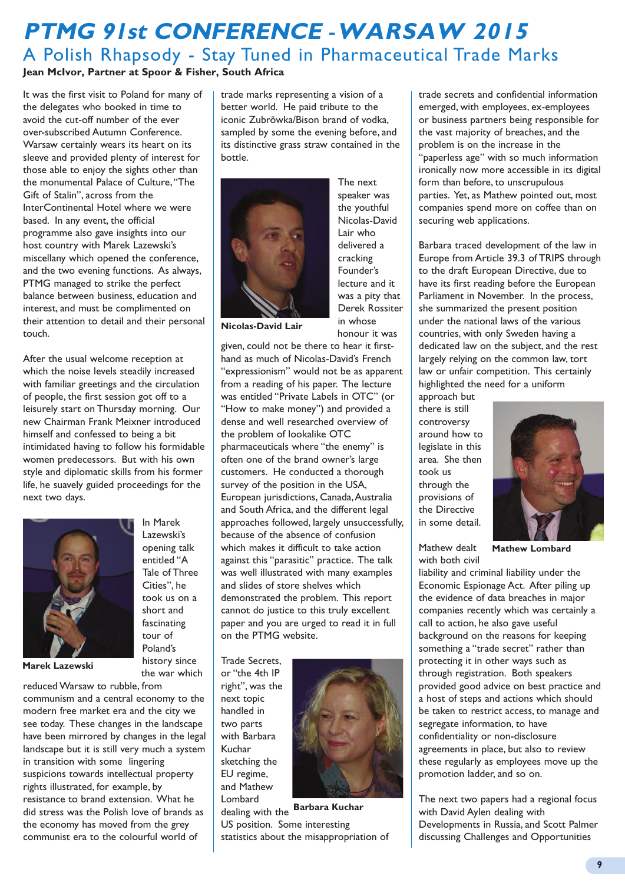# PTMG 91st CONFERENCE - WARSAW 2015

## A Polish Rhapsody - Stay Tuned in Pharmaceutical Trade Marks

**Jean McIvor, Partner at Spoor & Fisher, South Africa**

It was the first visit to Poland for many of the delegates who booked in time to avoid the cut-off number of the ever over-subscribed Autumn Conference. Warsaw certainly wears its heart on its sleeve and provided plenty of interest for those able to enjoy the sights other than the monumental Palace of Culture, "The Gift of Stalin", across from the InterContinental Hotel where we were based. In any event, the official programme also gave insights into our host country with Marek Lazewski's miscellany which opened the conference, and the two evening functions. As always, PTMG managed to strike the perfect balance between business, education and interest, and must be complimented on their attention to detail and their personal touch.

After the usual welcome reception at which the noise levels steadily increased with familiar greetings and the circulation of people, the first session got off to a leisurely start on Thursday morning. Our new Chairman Frank Meixner introduced himself and confessed to being a bit intimidated having to follow his formidable women predecessors. But with his own style and diplomatic skills from his former life, he suavely guided proceedings for the next two days.

**Marek Lazewski**

In Marek Lazewski's opening talk entitled "A Tale of Three Cities", he took us on a short and fascinating tour of Poland's history since the war which reduced Warsaw to rubble, from communism and a central economy to the modern free market era and the city we see today. These changes in the landscape have been mirrored by changes in the legal landscape but it is still very much a system in transition with some lingering suspicions towards intellectual property rights illustrated, for example, by resistance to brand extension. What he did stress was the Polish love of brands as the economy has moved from the grey communist era to the colourful world of trade marks representing a vision of a better world. He paid tribute to the iconic Zubrõwka/Bison brand of vodka, sampled by some the evening before, and its distinctive grass straw contained in the bottle.

**Nicolas-David Lair**

The next speaker was the youthful Nicolas-David Lair who delivered a cracking Founder's lecture and it was a pity that Derek Rossiter in whose honour it was given, could not be there to hear it first-hand as much of Nicolas-David's French "expressionism" would not be as apparent from a reading of his paper. The lecture was entitled "Private Labels in OTC" (or "How to make money") and provided a dense and well researched overview of the problem of lookalike OTC pharmaceuticals where "the enemy" is often one of the brand owner's large customers. He conducted a thorough survey of the position in the USA, European jurisdictions, Canada, Australia and South Africa, and the different legal approaches followed, largely unsuccessfully, because of the absence of confusion which makes it difficult to take action against this "parasitic" practice. The talk was well illustrated with many examples and slides of store shelves which demonstrated the problem. This report cannot do justice to this truly excellent paper and you are urged to read it in full on the PTMG website.

**Barbara Kuchar**

Trade Secrets, or "the 4th IP right", was the next topic handled in two parts with Barbara Kuchar sketching the EU regime, and Mathew Lombard dealing with the US position. Some interesting statistics about the misappropriation of trade secrets and confidential information emerged, with employees, ex-employees or business partners being responsible for the vast majority of breaches, and the problem is on the increase in the "paperless age" with so much information ironically now more accessible in its digital form than before, to unscrupulous parties. Yet, as Mathew pointed out, most companies spend more on coffee than on securing web applications.

Barbara traced development of the law in Europe from Article 39.3 of TRIPS through to the draft European Directive, due to have its first reading before the European Parliament in November. In the process, she summarized the present position under the national laws of the various countries, with only Sweden having a dedicated law on the subject, and the rest largely relying on the common law, tort law or unfair competition. This certainly highlighted the need for a uniform approach but there is still controversy around how to legislate in this area. She then took us through the provisions of the Directive in some detail.

**Mathew Lombard**

Mathew dealt with both civil liability and criminal liability under the Economic Espionage Act. After piling up the evidence of data breaches in major companies recently which was certainly a call to action, he also gave useful background on the reasons for keeping something a "trade secret" rather than protecting it in other ways such as through registration. Both speakers provided good advice on best practice and a host of steps and actions which should be taken to restrict access, to manage and segregate information, to have confidentiality or non-disclosure agreements in place, but also to review these regularly as employees move up the promotion ladder, and so on.

The next two papers had a regional focus with David Aylen dealing with Developments in Russia, and Scott Palmer discussing Challenges and Opportunities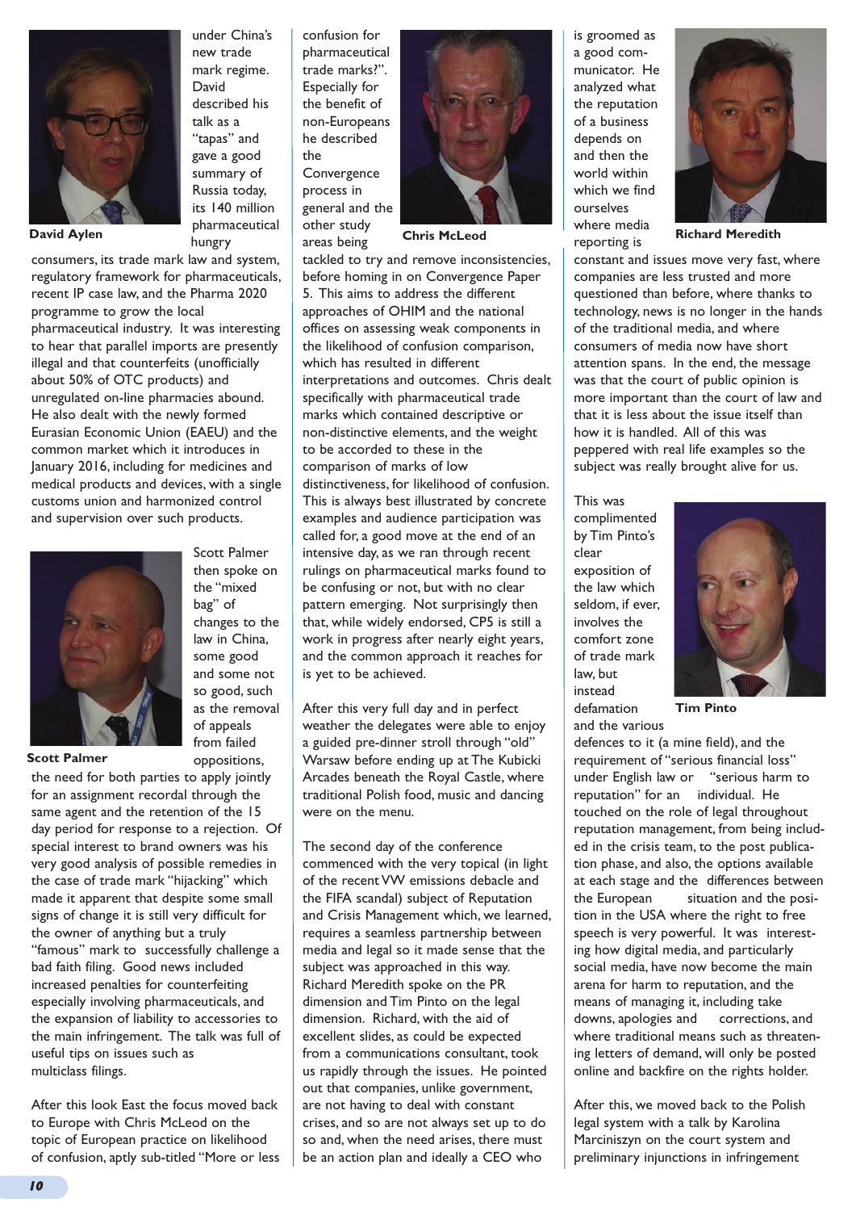under China's new trade mark regime.

David Aylen

David described his talk as a "tapas" and gave a good summary of Russia today, its 140 million pharmaceutical hungry consumers, its trade mark law and system, regulatory framework for pharmaceuticals, recent IP case law, and the Pharma 2020 programme to grow the local pharmaceutical industry. It was interesting to hear that parallel imports are presently illegal and that counterfeits (unofficially about 50% of OTC products) and unregulated on-line pharmacies abound. He also dealt with the newly formed Eurasian Economic Union (EAEU) and the common market which it introduces in January 2016, including for medicines and medical products and devices, with a single customs union and harmonized control and supervision over such products.

Scott Palmer

Scott Palmer then spoke on the "mixed bag" of changes to the law in China, some good and some not so good, such as the removal of appeals from failed oppositions, the need for both parties to apply jointly for an assignment recordal through the same agent and the retention of the 15 day period for response to a rejection. Of special interest to brand owners was his very good analysis of possible remedies in the case of trade mark "hijacking" which made it apparent that despite some small signs of change it is still very difficult for the owner of anything but a truly "famous" mark to successfully challenge a bad faith filing. Good news included increased penalties for counterfeiting especially involving pharmaceuticals, and the expansion of liability to accessories to the main infringement. The talk was full of useful tips on issues such as multiclass filings.

After this look East the focus moved back to Europe with Chris McLeod on the topic of European practice on likelihood of confusion, aptly sub-titled "More or less confusion for pharmaceutical trade marks?". Especially for the benefit of non-Europeans he described the Convergence process in general and the other study areas being tackled to try and remove inconsistencies, before homing in on Convergence Paper 5. This aims to address the different approaches of OHIM and the national offices on assessing weak components in the likelihood of confusion comparison, which has resulted in different interpretations and outcomes. Chris dealt specifically with pharmaceutical trade marks which contained descriptive or non-distinctive elements, and the weight to be accorded to these in the comparison of marks of low distinctiveness, for likelihood of confusion. This is always best illustrated by concrete examples and audience participation was called for, a good move at the end of an intensive day, as we ran through recent rulings on pharmaceutical marks found to be confusing or not, but with no clear pattern emerging. Not surprisingly then that, while widely endorsed, CP5 is still a work in progress after nearly eight years, and the common approach it reaches for is yet to be achieved.

Chris McLeod

After this very full day and in perfect weather the delegates were able to enjoy a guided pre-dinner stroll through "old" Warsaw before ending up at The Kubicki Arcades beneath the Royal Castle, where traditional Polish food, music and dancing were on the menu.

The second day of the conference commenced with the very topical (in light of the recent VW emissions debacle and the FIFA scandal) subject of Reputation and Crisis Management which, we learned, requires a seamless partnership between media and legal so it made sense that the subject was approached in this way. Richard Meredith spoke on the PR dimension and Tim Pinto on the legal dimension. Richard, with the aid of excellent slides, as could be expected from a communications consultant, took us rapidly through the issues. He pointed out that companies, unlike government, are not having to deal with constant crises, and so are not always set up to do so and, when the need arises, there must be an action plan and ideally a CEO who is groomed as a good communicator. He analyzed what the reputation of a business depends on and then the world within which we find ourselves where media reporting is constant and issues move very fast, where companies are less trusted and more questioned than before, where thanks to technology, news is no longer in the hands of the traditional media, and where consumers of media now have short attention spans. In the end, the message was that the court of public opinion is more important than the court of law and that it is less about the issue itself than how it is handled. All of this was peppered with real life examples so the subject was really brought alive for us.

Richard Meredith

This was complimented by Tim Pinto's clear exposition of the law which seldom, if ever, involves the comfort zone of trade mark law, but instead defamation and the various defences to it (a mine field), and the requirement of "serious financial loss" under English law or "serious harm to reputation" for an individual. He touched on the role of legal throughout reputation management, from being included in the crisis team, to the post publication phase, and also, the options available at each stage and the differences between the European situation and the position in the USA where the right to free speech is very powerful. It was interesting how digital media, and particularly social media, have now become the main arena for harm to reputation, and the means of managing it, including take downs, apologies and corrections, and where traditional means such as threatening letters of demand, will only be posted online and backfire on the rights holder.

Tim Pinto

After this, we moved back to the Polish legal system with a talk by Karolina Marciniszyn on the court system and preliminary injunctions in infringement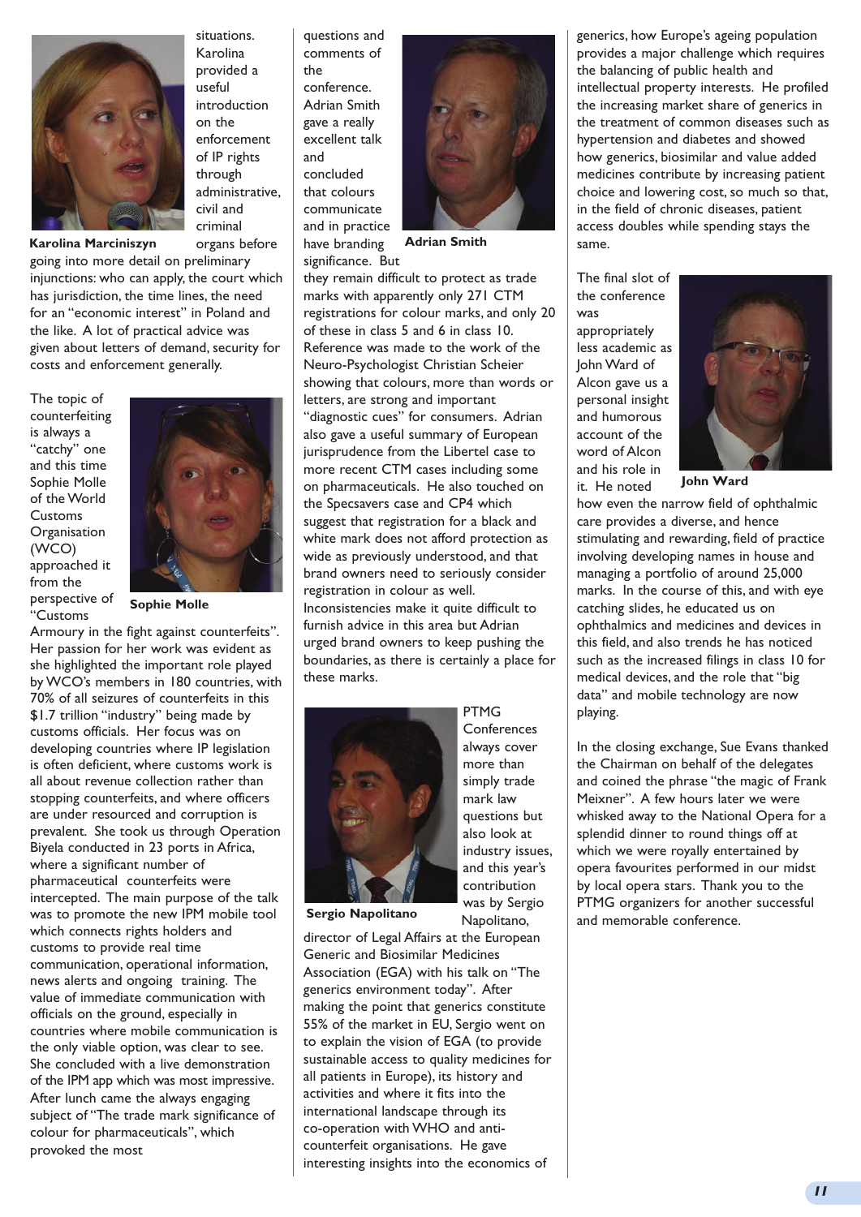situations. Karolina provided a useful introduction on the enforcement of IP rights through administrative, civil and criminal organs before going into more detail on preliminary injunctions: who can apply, the court which has jurisdiction, the time lines, the need for an "economic interest" in Poland and the like. A lot of practical advice was given about letters of demand, security for costs and enforcement generally.

**Karolina Marciniszyn**

The topic of counterfeiting is always a "catchy" one and this time Sophie Molle of the World Customs Organisation (WCO) approached it from the perspective of "Customs Armoury in the fight against counterfeits". Her passion for her work was evident as she highlighted the important role played by WCO's members in 180 countries, with 70% of all seizures of counterfeits in this $1.7 trillion "industry" being made by customs officials. Her focus was on developing countries where IP legislation is often deficient, where customs work is all about revenue collection rather than stopping counterfeits, and where officers are under resourced and corruption is prevalent. She took us through Operation Biyela conducted in 23 ports in Africa, where a significant number of pharmaceutical counterfeits were intercepted. The main purpose of the talk was to promote the new IPM mobile tool which connects rights holders and customs to provide real time communication, operational information, news alerts and ongoing training. The value of immediate communication with officials on the ground, especially in countries where mobile communication is the only viable option, was clear to see. She concluded with a live demonstration of the IPM app which was most impressive. After lunch came the always engaging subject of "The trade mark significance of colour for pharmaceuticals", which provoked the most questions and comments of the conference. Adrian Smith gave a really excellent talk and concluded that colours communicate and in practice have branding significance. But they remain difficult to protect as trade marks with apparently only 271 CTM registrations for colour marks, and only 20 of these in class 5 and 6 in class 10. Reference was made to the work of the Neuro-Psychologist Christian Scheier showing that colours, more than words or letters, are strong and important "diagnostic cues" for consumers. Adrian also gave a useful summary of European jurisprudence from the Libertel case to more recent CTM cases including some on pharmaceuticals. He also touched on the Specsavers case and CP4 which suggest that registration for a black and white mark does not afford protection as wide as previously understood, and that brand owners need to seriously consider registration in colour as well. Inconsistencies make it quite difficult to furnish advice in this area but Adrian urged brand owners to keep pushing the boundaries, as there is certainly a place for these marks.

**Sophie Molle**

**Adrian Smith**

PTMG Conferences always cover more than simply trade mark law questions but also look at industry issues, and this year's contribution was by Sergio Napolitano, director of Legal Affairs at the European Generic and Biosimilar Medicines Association (EGA) with his talk on "The generics environment today". After making the point that generics constitute 55% of the market in EU, Sergio went on to explain the vision of EGA (to provide sustainable access to quality medicines for all patients in Europe), its history and activities and where it fits into the international landscape through its co-operation with WHO and anti-counterfeit organisations. He gave interesting insights into the economics of generics, how Europe's ageing population provides a major challenge which requires the balancing of public health and intellectual property interests. He profiled the increasing market share of generics in the treatment of common diseases such as hypertension and diabetes and showed how generics, biosimilar and value added medicines contribute by increasing patient choice and lowering cost, so much so that, in the field of chronic diseases, patient access doubles while spending stays the same.

**Sergio Napolitano**

The final slot of the conference was appropriately less academic as John Ward of Alcon gave us a personal insight and humorous account of the word of Alcon and his role in it. He noted how even the narrow field of ophthalmic care provides a diverse, and hence stimulating and rewarding, field of practice involving developing names in house and managing a portfolio of around 25,000 marks. In the course of this, and with eye catching slides, he educated us on ophthalmics and medicines and devices in this field, and also trends he has noticed such as the increased filings in class 10 for medical devices, and the role that "big data" and mobile technology are now playing.

**John Ward**

In the closing exchange, Sue Evans thanked the Chairman on behalf of the delegates and coined the phrase "the magic of Frank Meixner". A few hours later we were whisked away to the National Opera for a splendid dinner to round things off at which we were royally entertained by opera favourites performed in our midst by local opera stars. Thank you to the PTMG organizers for another successful and memorable conference.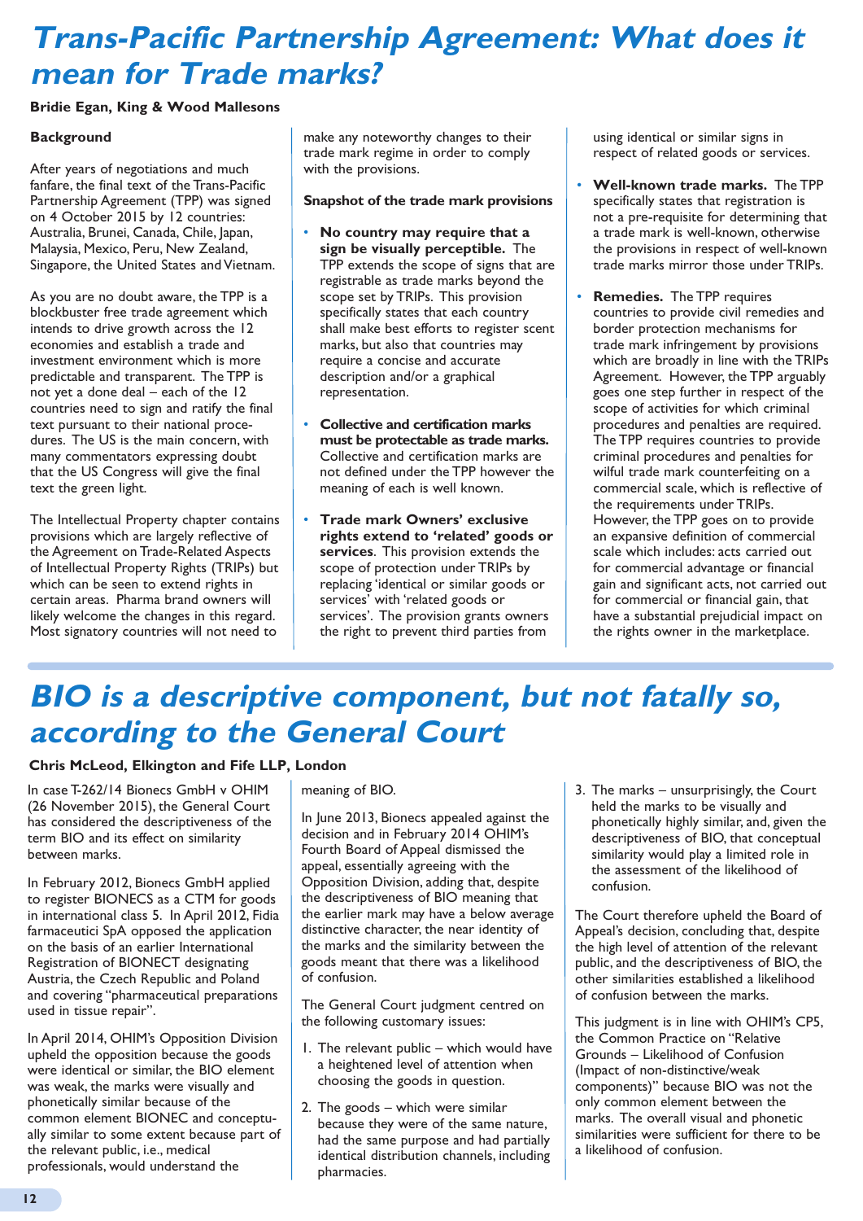# Trans-Pacific Partnership Agreement: What does it mean for Trade marks?

**Bridie Egan, King & Wood Mallesons**

**Background**

After years of negotiations and much fanfare, the final text of the Trans-Pacific Partnership Agreement (TPP) was signed on 4 October 2015 by 12 countries: Australia, Brunei, Canada, Chile, Japan, Malaysia, Mexico, Peru, New Zealand, Singapore, the United States and Vietnam.

As you are no doubt aware, the TPP is a blockbuster free trade agreement which intends to drive growth across the 12 economies and establish a trade and investment environment which is more predictable and transparent. The TPP is not yet a done deal – each of the 12 countries need to sign and ratify the final text pursuant to their national procedures. The US is the main concern, with many commentators expressing doubt that the US Congress will give the final text the green light.

The Intellectual Property chapter contains provisions which are largely reflective of the Agreement on Trade-Related Aspects of Intellectual Property Rights (TRIPs) but which can be seen to extend rights in certain areas. Pharma brand owners will likely welcome the changes in this regard. Most signatory countries will not need to make any noteworthy changes to their trade mark regime in order to comply with the provisions.

**Snapshot of the trade mark provisions**

- **No country may require that a sign be visually perceptible.** The TPP extends the scope of signs that are registrable as trade marks beyond the scope set by TRIPs. This provision specifically states that each country shall make best efforts to register scent marks, but also that countries may require a concise and accurate description and/or a graphical representation.
- **Collective and certification marks must be protectable as trade marks.** Collective and certification marks are not defined under the TPP however the meaning of each is well known.
- **Trade mark Owners' exclusive rights extend to 'related' goods or services**. This provision extends the scope of protection under TRIPs by replacing 'identical or similar goods or services' with 'related goods or services'. The provision grants owners the right to prevent third parties from using identical or similar signs in respect of related goods or services.
- **Well-known trade marks.** The TPP specifically states that registration is not a pre-requisite for determining that a trade mark is well-known, otherwise the provisions in respect of well-known trade marks mirror those under TRIPs.
- **Remedies.** The TPP requires countries to provide civil remedies and border protection mechanisms for trade mark infringement by provisions which are broadly in line with the TRIPs Agreement. However, the TPP arguably goes one step further in respect of the scope of activities for which criminal procedures and penalties are required. The TPP requires countries to provide criminal procedures and penalties for wilful trade mark counterfeiting on a commercial scale, which is reflective of the requirements under TRIPs. However, the TPP goes on to provide an expansive definition of commercial scale which includes: acts carried out for commercial advantage or financial gain and significant acts, not carried out for commercial or financial gain, that have a substantial prejudicial impact on the rights owner in the marketplace.

# BIO is a descriptive component, but not fatally so, according to the General Court

**Chris McLeod, Elkington and Fife LLP, London**

In case T-262/14 Bionecs GmbH v OHIM (26 November 2015), the General Court has considered the descriptiveness of the term BIO and its effect on similarity between marks.

In February 2012, Bionecs GmbH applied to register BIONECS as a CTM for goods in international class 5. In April 2012, Fidia farmaceutici SpA opposed the application on the basis of an earlier International Registration of BIONECT designating Austria, the Czech Republic and Poland and covering "pharmaceutical preparations used in tissue repair".

In April 2014, OHIM's Opposition Division upheld the opposition because the goods were identical or similar, the BIO element was weak, the marks were visually and phonetically similar because of the common element BIONEC and conceptually similar to some extent because part of the relevant public, i.e., medical professionals, would understand the meaning of BIO.

In June 2013, Bionecs appealed against the decision and in February 2014 OHIM's Fourth Board of Appeal dismissed the appeal, essentially agreeing with the Opposition Division, adding that, despite the descriptiveness of BIO meaning that the earlier mark may have a below average distinctive character, the near identity of the marks and the similarity between the goods meant that there was a likelihood of confusion.

The General Court judgment centred on the following customary issues:

1. The relevant public – which would have a heightened level of attention when choosing the goods in question.
2. The goods – which were similar because they were of the same nature, had the same purpose and had partially identical distribution channels, including pharmacies.
3. The marks – unsurprisingly, the Court held the marks to be visually and phonetically highly similar, and, given the descriptiveness of BIO, that conceptual similarity would play a limited role in the assessment of the likelihood of confusion.

The Court therefore upheld the Board of Appeal's decision, concluding that, despite the high level of attention of the relevant public, and the descriptiveness of BIO, the other similarities established a likelihood of confusion between the marks.

This judgment is in line with OHIM's CP5, the Common Practice on "Relative Grounds – Likelihood of Confusion (Impact of non-distinctive/weak components)" because BIO was not the only common element between the marks. The overall visual and phonetic similarities were sufficient for there to be a likelihood of confusion.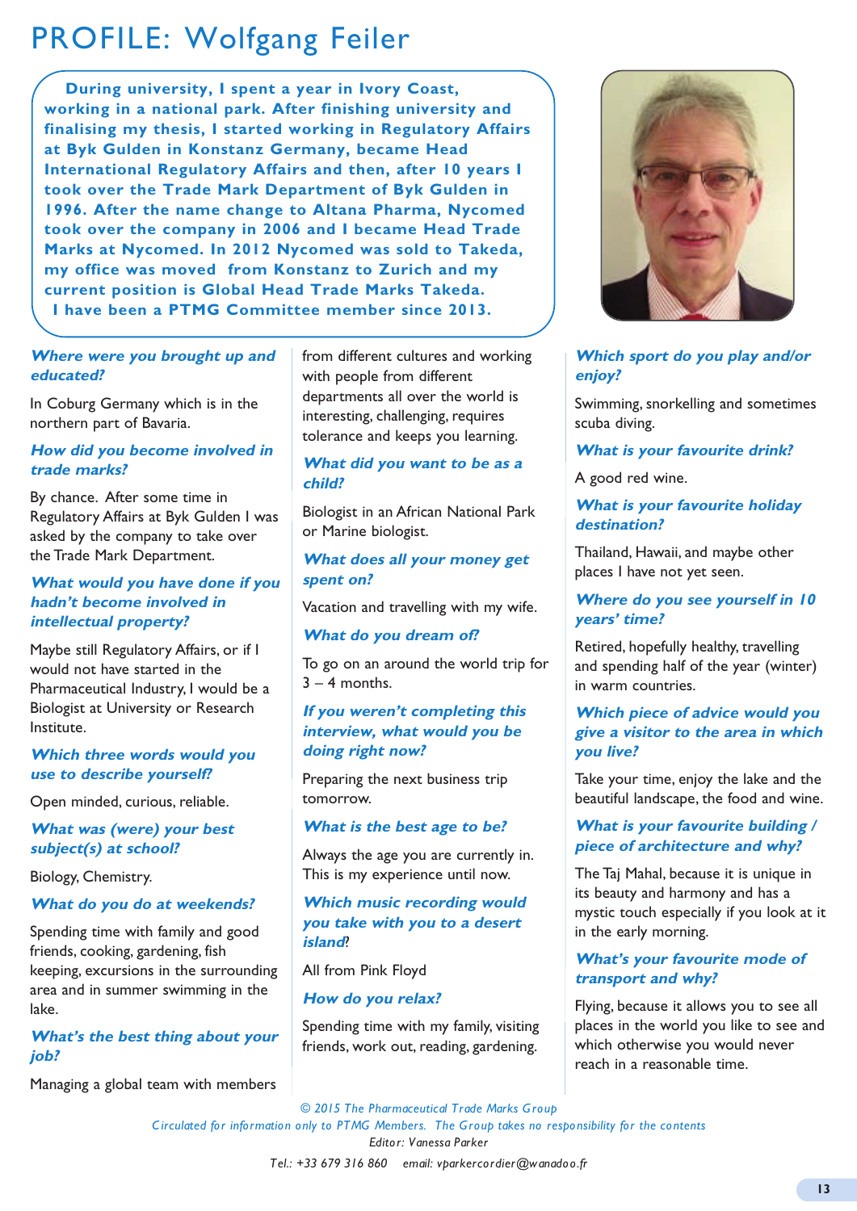# PROFILE: Wolfgang Feiler

**During university, I spent a year in Ivory Coast, working in a national park. After finishing university and finalising my thesis, I started working in Regulatory Affairs at Byk Gulden in Konstanz Germany, became Head International Regulatory Affairs and then, after 10 years I took over the Trade Mark Department of Byk Gulden in 1996. After the name change to Altana Pharma, Nycomed took over the company in 2006 and I became Head Trade Marks at Nycomed. In 2012 Nycomed was sold to Takeda, my office was moved from Konstanz to Zurich and my current position is Global Head Trade Marks Takeda. I have been a PTMG Committee member since 2013.**

***Where were you brought up and educated?***

In Coburg Germany which is in the northern part of Bavaria.

***How did you become involved in trade marks?***

By chance. After some time in Regulatory Affairs at Byk Gulden I was asked by the company to take over the Trade Mark Department.

***What would you have done if you hadn't become involved in intellectual property?***

Maybe still Regulatory Affairs, or if I would not have started in the Pharmaceutical Industry, I would be a Biologist at University or Research Institute.

***Which three words would you use to describe yourself?***

Open minded, curious, reliable.

***What was (were) your best subject(s) at school?***

Biology, Chemistry.

***What do you do at weekends?***

Spending time with family and good friends, cooking, gardening, fish keeping, excursions in the surrounding area and in summer swimming in the lake.

***What's the best thing about your job?***

Managing a global team with members from different cultures and working with people from different departments all over the world is interesting, challenging, requires tolerance and keeps you learning.

***What did you want to be as a child?***

Biologist in an African National Park or Marine biologist.

***What does all your money get spent on?***

Vacation and travelling with my wife.

***What do you dream of?***

To go on an around the world trip for 3 – 4 months.

***If you weren't completing this interview, what would you be doing right now?***

Preparing the next business trip tomorrow.

***What is the best age to be?***

Always the age you are currently in. This is my experience until now.

***Which music recording would you take with you to a desert island?***

All from Pink Floyd

***How do you relax?***

Spending time with my family, visiting friends, work out, reading, gardening.

***Which sport do you play and/or enjoy?***

Swimming, snorkelling and sometimes scuba diving.

***What is your favourite drink?***

A good red wine.

***What is your favourite holiday destination?***

Thailand, Hawaii, and maybe other places I have not yet seen.

***Where do you see yourself in 10 years' time?***

Retired, hopefully healthy, travelling and spending half of the year (winter) in warm countries.

***Which piece of advice would you give a visitor to the area in which you live?***

Take your time, enjoy the lake and the beautiful landscape, the food and wine.

***What is your favourite building / piece of architecture and why?***

The Taj Mahal, because it is unique in its beauty and harmony and has a mystic touch especially if you look at it in the early morning.

***What's your favourite mode of transport and why?***

Flying, because it allows you to see all places in the world you like to see and which otherwise you would never reach in a reasonable time.

*© 2015 The Pharmaceutical Trade Marks Group*

*Circulated for information only to PTMG Members. The Group takes no responsibility for the contents*

*Editor: Vanessa Parker*

*Tel.: +33 679 316 860 email: vparkercordier@wanadoo.fr*